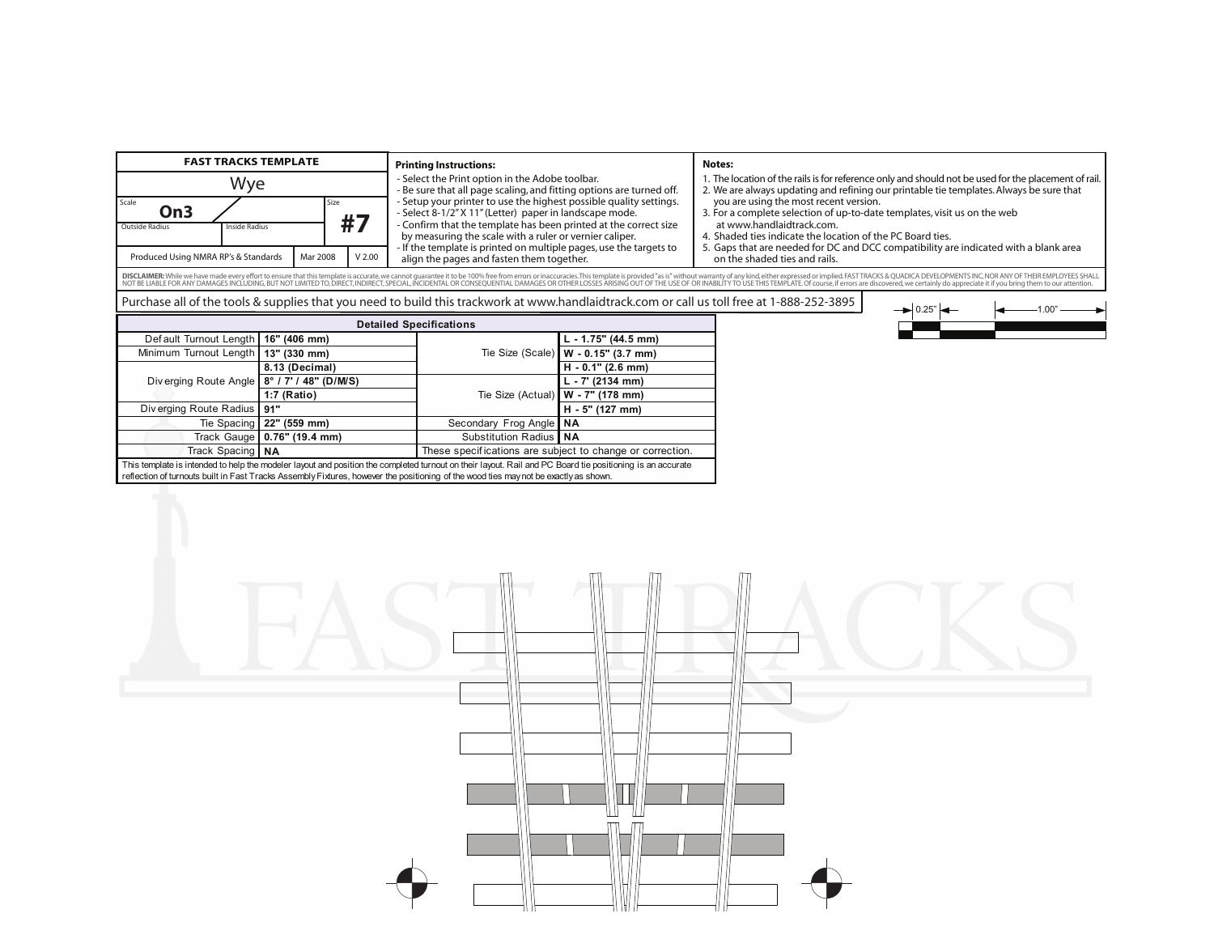| FAST TRACKS TEMPLATE | | | |
|---|---|---|---|
| Wye | | | |
| Scale: **On3** | | Size: **#7** | |
| Outside Radius | Inside Radius | | |
| Produced Using NMRA RP's & Standards | Mar 2008 | V 2.00 | |

**Printing Instructions:**

- Select the Print option in the Adobe toolbar.
- Be sure that all page scaling, and fitting options are turned off.
- Setup your printer to use the highest possible quality settings.
- Select 8-1/2" X 11" (Letter) paper in landscape mode.
- Confirm that the template has been printed at the correct size by measuring the scale with a ruler or vernier caliper.
- If the template is printed on multiple pages, use the targets to align the pages and fasten them together.

**Notes:**

1. The location of the rails is for reference only and should not be used for the placement of rail.
2. We are always updating and refining our printable tie templates. Always be sure that you are using the most recent version.
3. For a complete selection of up-to-date templates, visit us on the web at www.handlaidtrack.com.
4. Shaded ties indicate the location of the PC Board ties.
5. Gaps that are needed for DC and DCC compatibility are indicated with a blank area on the shaded ties and rails.

**DISCLAIMER:** While we have made every effort to ensure that this template is accurate, we cannot guarantee it to be 100% free from errors or inaccuracies. This template is provided "as is" without warranty of any kind, either expressed or implied. FAST TRACKS & QUADICA DEVELOPMENTS INC, NOR ANY OF THEIR EMPLOYEES SHALL NOT BE LIABLE FOR ANY DAMAGES INCLUDING, BUT NOT LIMITED TO, DIRECT, INDIRECT, SPECIAL, INCIDENTAL OR CONSEQUENTIAL DAMAGES OR OTHER LOSSES ARISING OUT OF THE USE OF OR INABILITY TO USE THIS TEMPLATE. Of course, if errors are discovered, we certainly do appreciate it if you bring them to our attention.

Purchase all of the tools & supplies that you need to build this trackwork at www.handlaidtrack.com or call us toll free at 1-888-252-3895

0.25" 1.00"

| Detailed Specifications | | | |
|---|---|---|---|
| Default Turnout Length | 16" (406 mm) | Tie Size (Scale) | L - 1.75" (44.5 mm) |
| Minimum Turnout Length | 13" (330 mm) | | W - 0.15" (3.7 mm) |
| Diverging Route Angle | 8.13 (Decimal) | | H - 0.1" (2.6 mm) |
| | 8° / 7' / 48" (D/M/S) | Tie Size (Actual) | L - 7' (2134 mm) |
| | 1:7 (Ratio) | | W - 7" (178 mm) |
| Diverging Route Radius | 91" | | H - 5" (127 mm) |
| Tie Spacing | 22" (559 mm) | Secondary Frog Angle | NA |
| Track Gauge | 0.76" (19.4 mm) | Substitution Radius | NA |
| Track Spacing | NA | These specifications are subject to change or correction. | |

This template is intended to help the modeler layout and position the completed turnout on their layout. Rail and PC Board tie positioning is an accurate reflection of turnouts built in Fast Tracks Assembly Fixtures, however the positioning of the wood ties may not be exactly as shown.